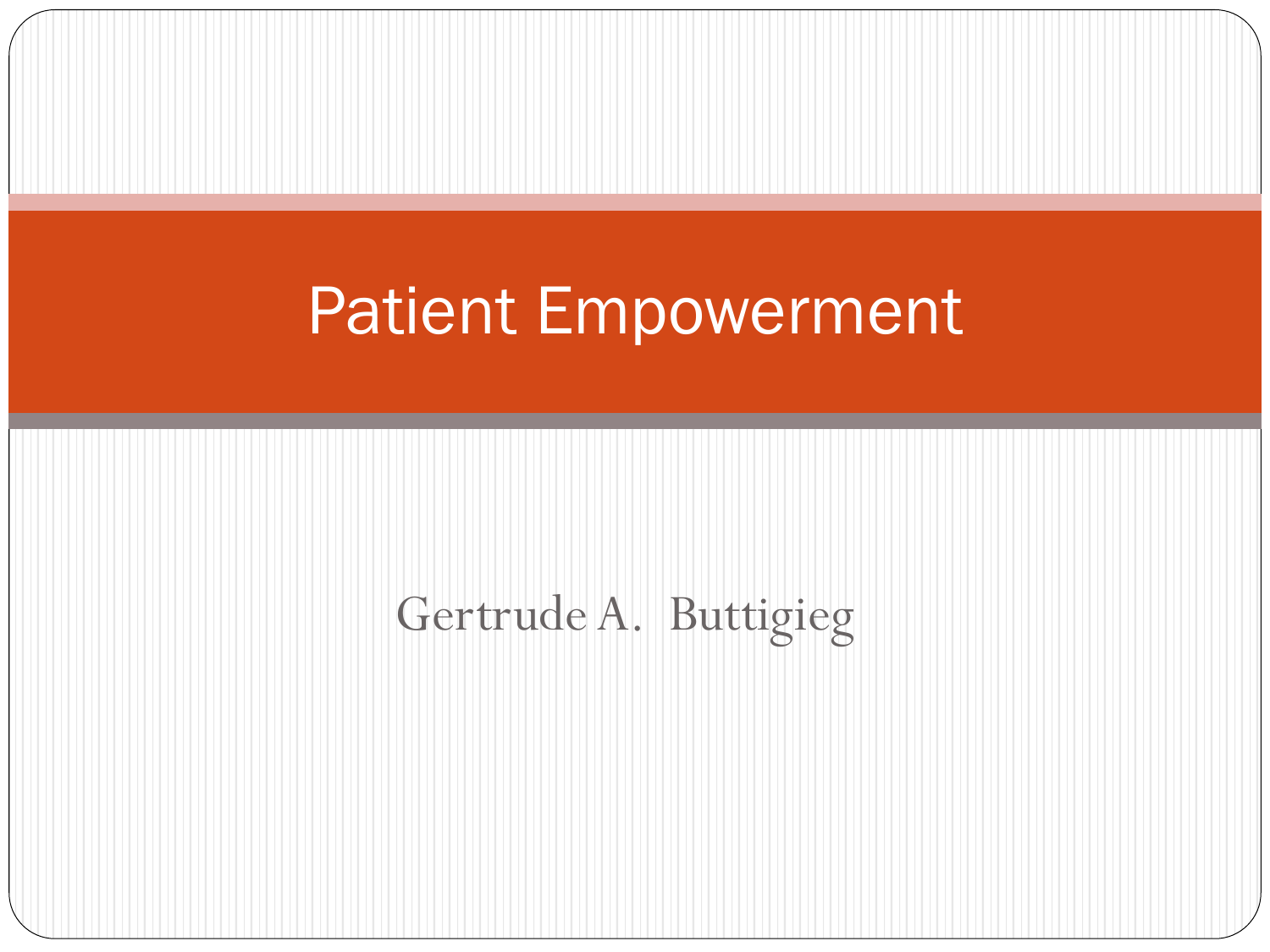# Patient Empowerment

Gertrude A. Buttigieg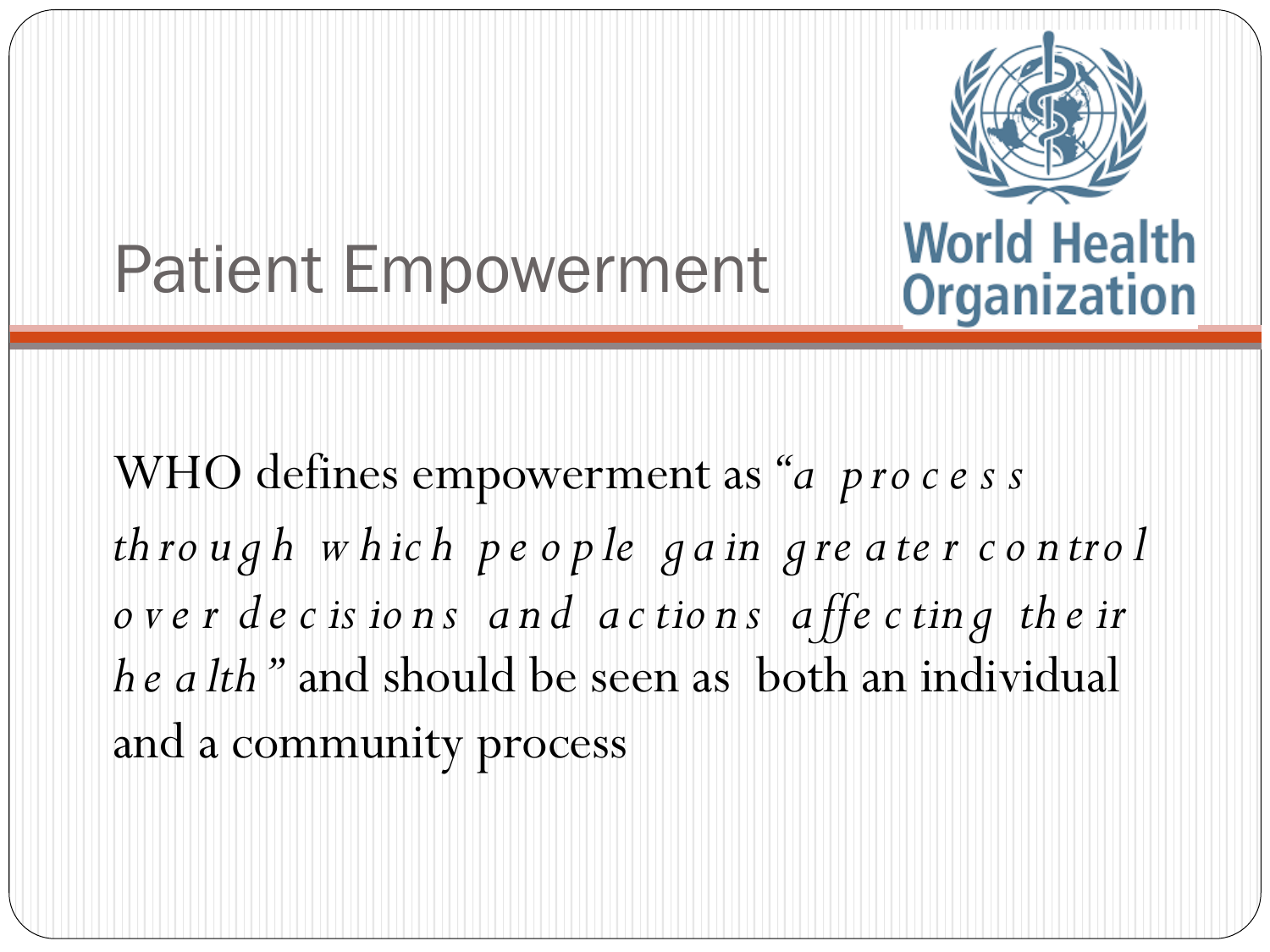# Patient Empowerment

World Health Organization

WHO defines empowerment as "*a process through which people gain greater control over decisions and actions affecting their health*" and should be seen as both an individual and a community process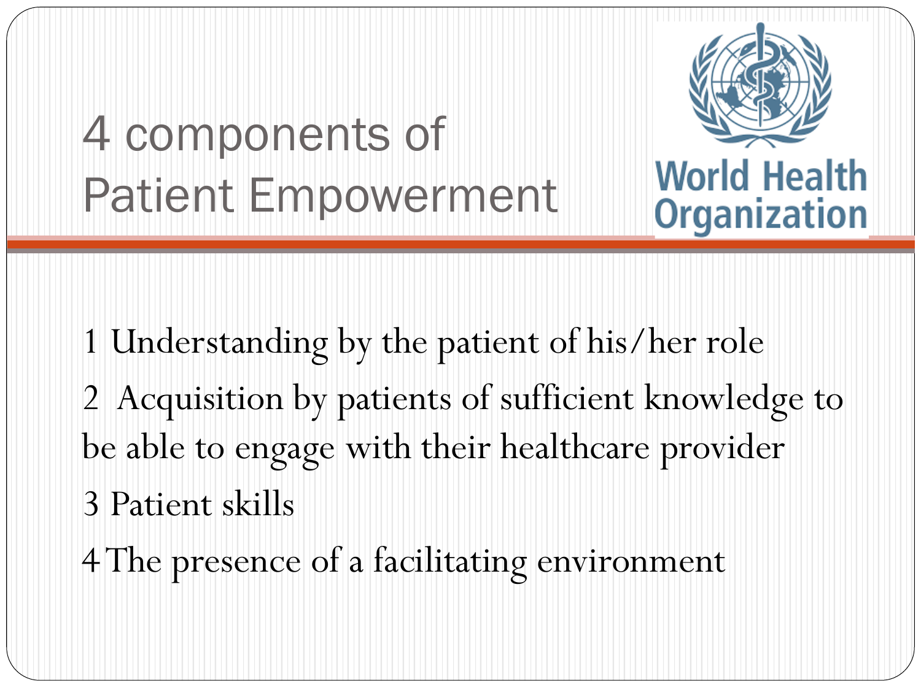# 4 components of Patient Empowerment

World Health Organization

1 Understanding by the patient of his/her role

2 Acquisition by patients of sufficient knowledge to be able to engage with their healthcare provider

3 Patient skills

4 The presence of a facilitating environment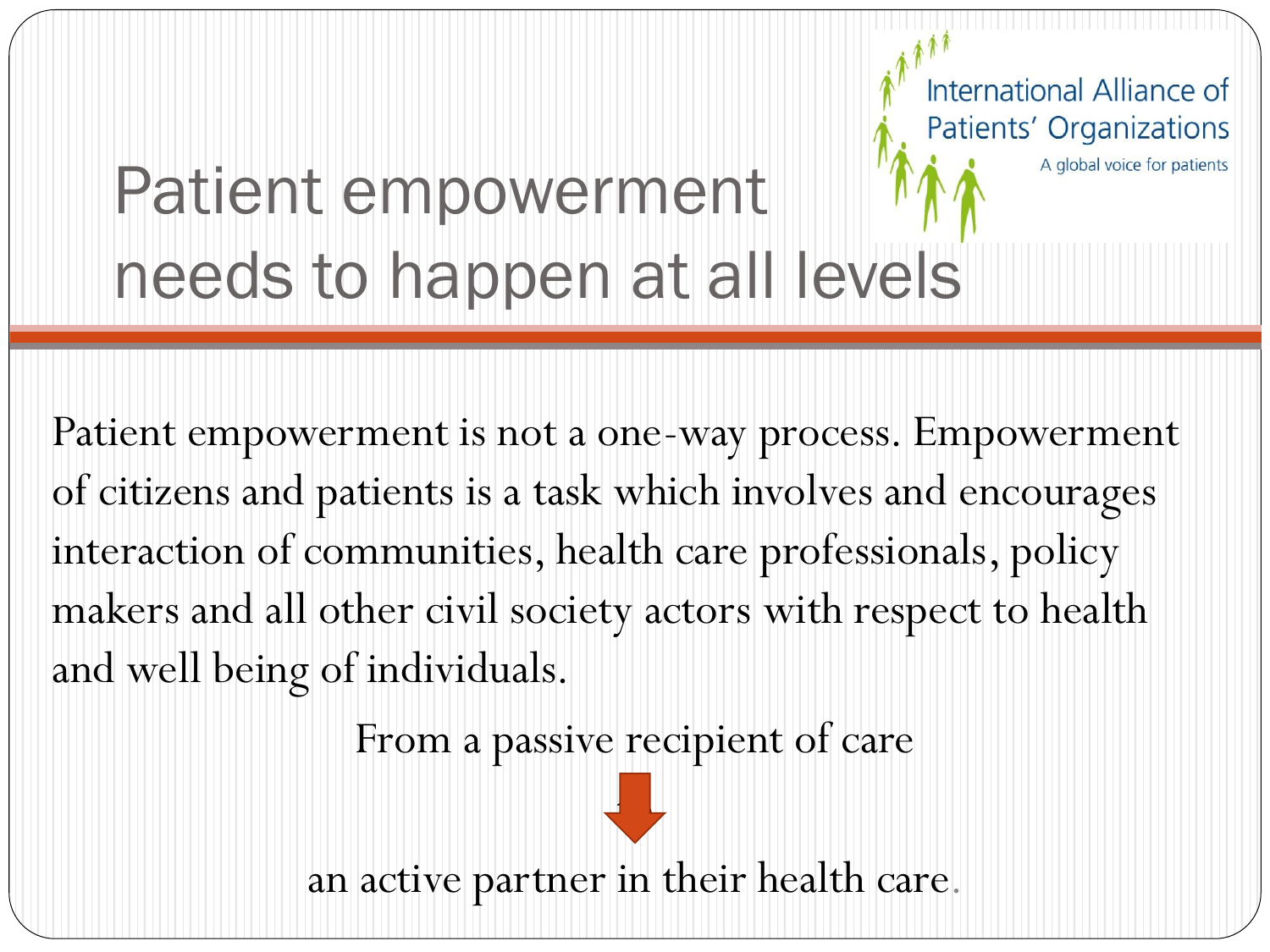International Alliance of Patients' Organizations

A global voice for patients

# Patient empowerment needs to happen at all levels

Patient empowerment is not a one-way process. Empowerment of citizens and patients is a task which involves and encourages interaction of communities, health care professionals, policy makers and all other civil society actors with respect to health and well being of individuals.

From a passive recipient of care

↓

an active partner in their health care.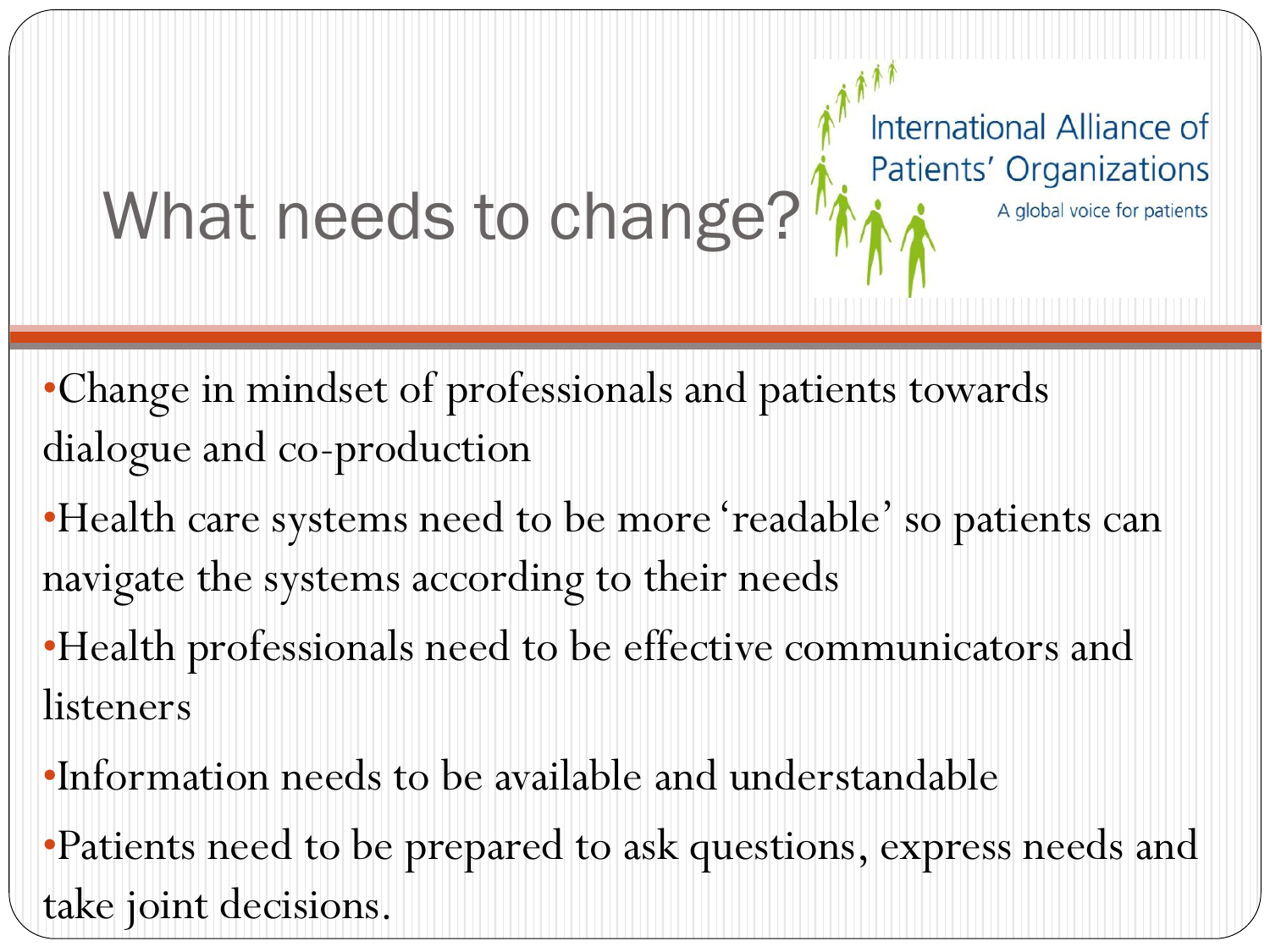# What needs to change?

International Alliance of Patients' Organizations

A global voice for patients

- Change in mindset of professionals and patients towards dialogue and co-production
- Health care systems need to be more 'readable' so patients can navigate the systems according to their needs
- Health professionals need to be effective communicators and listeners
- Information needs to be available and understandable
- Patients need to be prepared to ask questions, express needs and take joint decisions.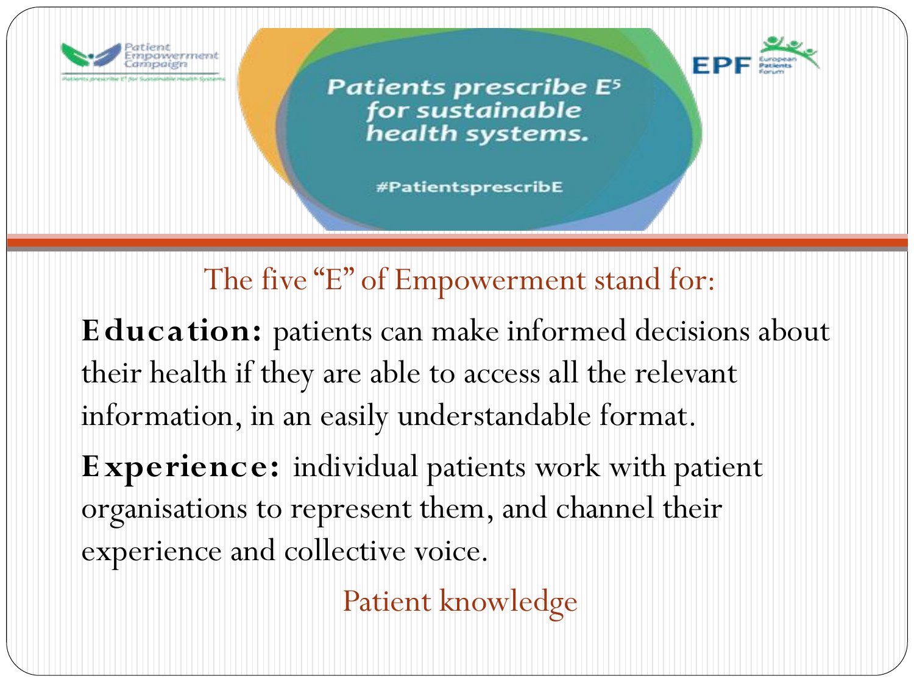Patient Empowerment Campaign

Patients prescribe E$^5$ for Sustainable Health Systems

Patients prescribe E$^5$ for sustainable health systems.

#PatientsprescribE

EPF European Patients Forum

The five "E" of Empowerment stand for:

**Education:** patients can make informed decisions about their health if they are able to access all the relevant information, in an easily understandable format.

**Experience:** individual patients work with patient organisations to represent them, and channel their experience and collective voice.

Patient knowledge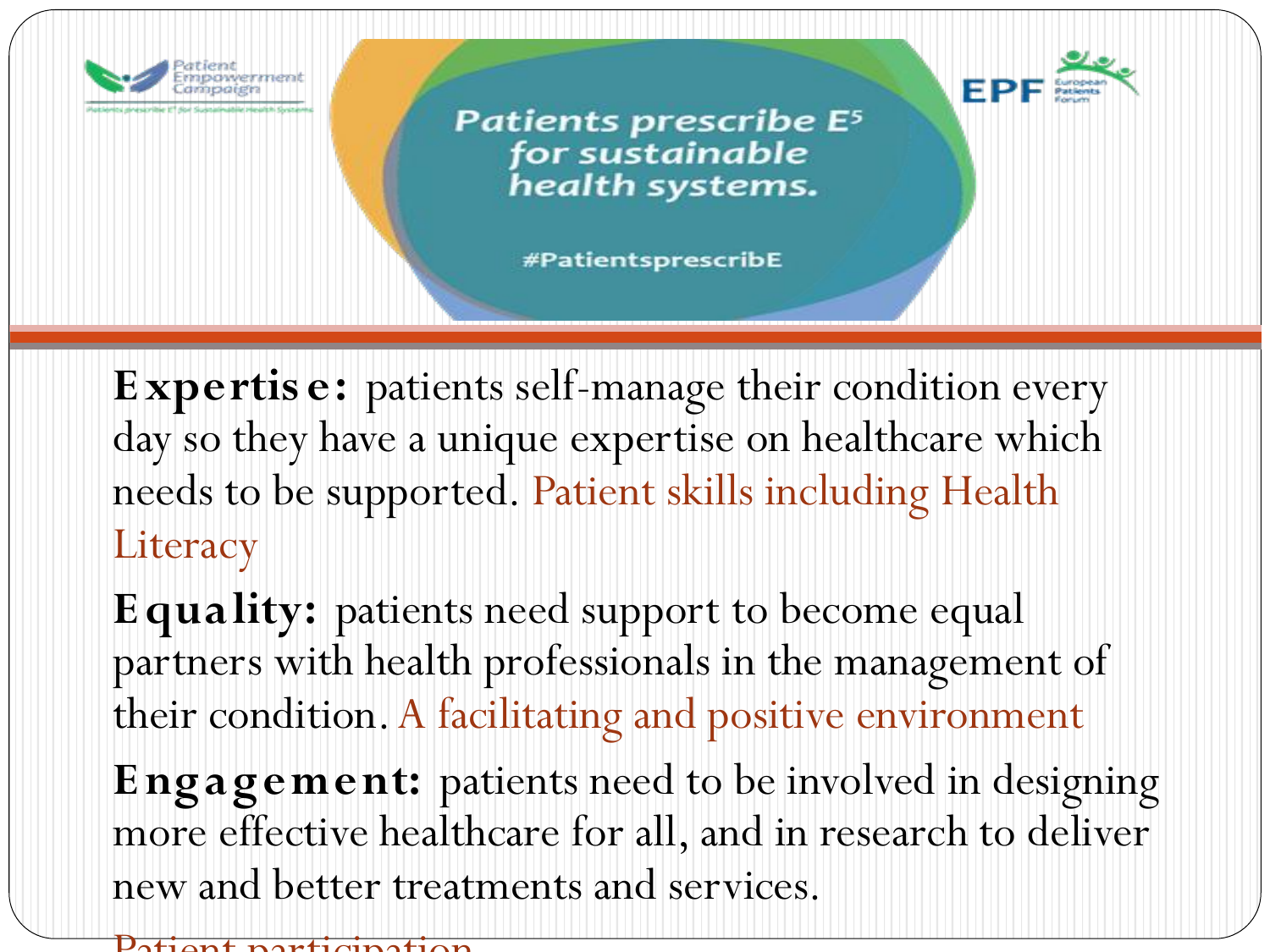Patient Empowerment Campaign

Patients prescribe E for Sustainable Health Systems

**Patients prescribe $E^5$ for sustainable health systems.**

#PatientsprescribE

EPF European Patients Forum

**Expertise:** patients self-manage their condition every day so they have a unique expertise on healthcare which needs to be supported. Patient skills including Health Literacy

**Equality:** patients need support to become equal partners with health professionals in the management of their condition. A facilitating and positive environment

**Engagement:** patients need to be involved in designing more effective healthcare for all, and in research to deliver new and better treatments and services.

Patient participation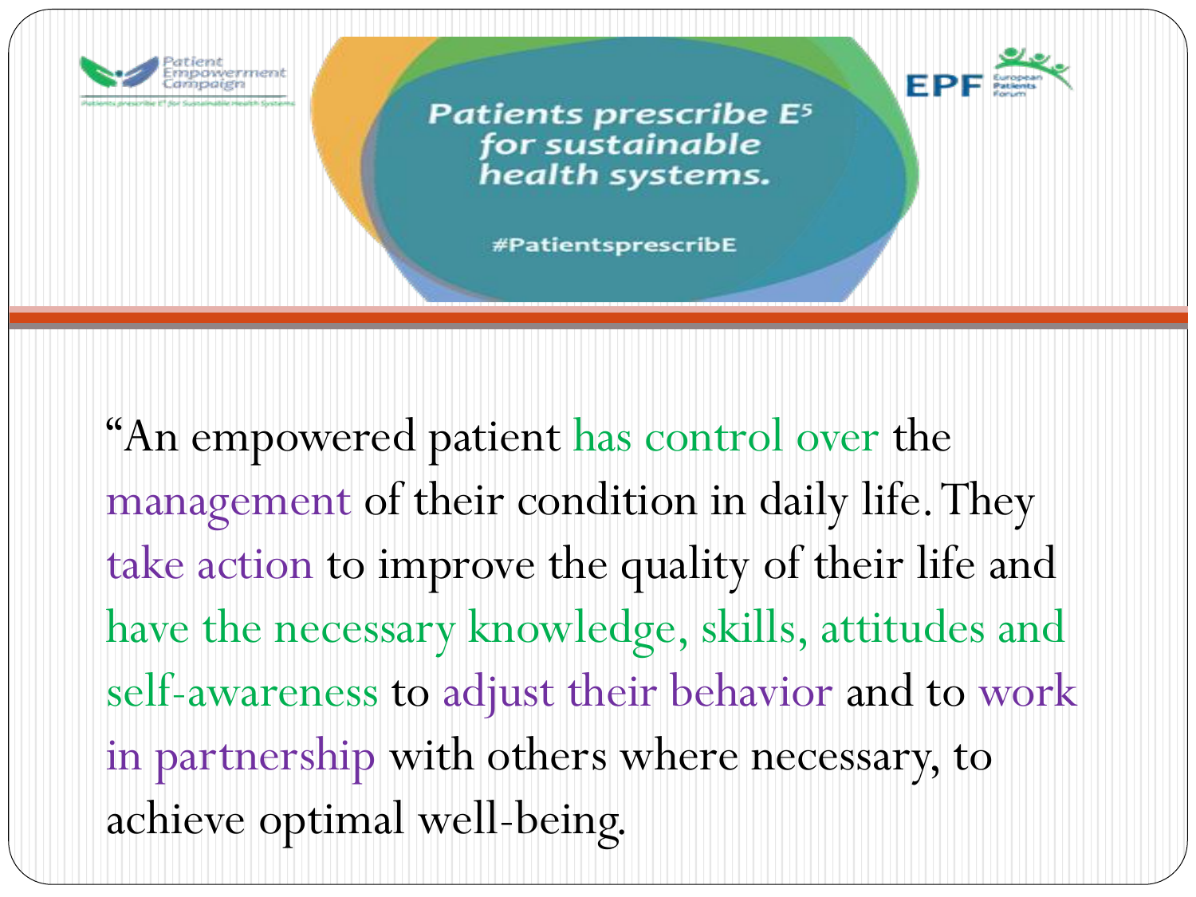Patient Empowerment Campaign

Patients prescribe E5 for sustainable Health Systems

**Patients prescribe E5 for sustainable health systems.**

#PatientsprescribE

EPF European Patients Forum

"An empowered patient has control over the management of their condition in daily life. They take action to improve the quality of their life and have the necessary knowledge, skills, attitudes and self-awareness to adjust their behavior and to work in partnership with others where necessary, to achieve optimal well-being.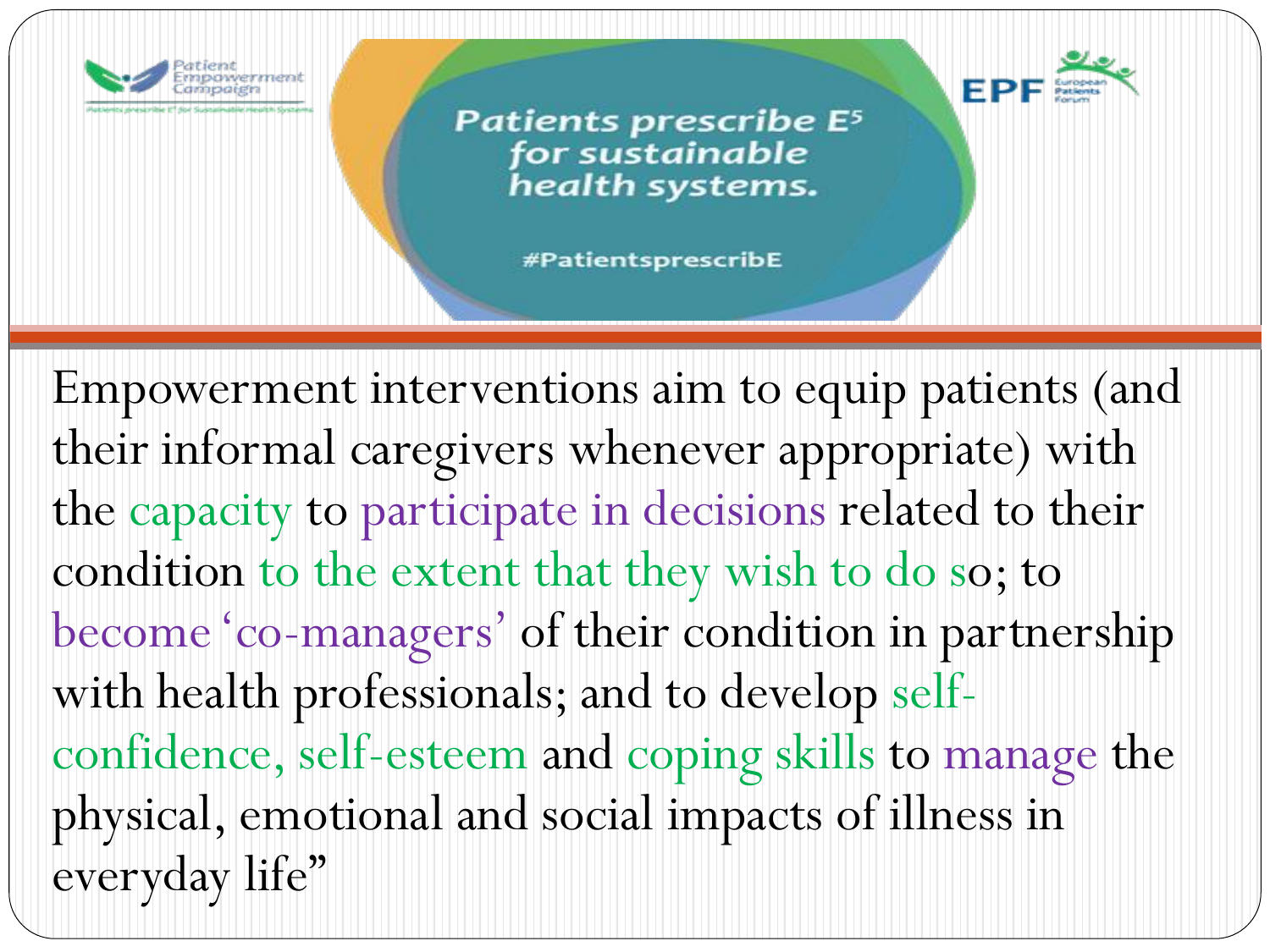Patient Empowerment Campaign

Patients prescribe E5 for sustainable health systems.

Patients prescribe E5 for sustainable health systems.

#PatientsprescribE

EPF European Patients Forum

Empowerment interventions aim to equip patients (and their informal caregivers whenever appropriate) with the capacity to participate in decisions related to their condition to the extent that they wish to do so; to become 'co-managers' of their condition in partnership with health professionals; and to develop self-confidence, self-esteem and coping skills to manage the physical, emotional and social impacts of illness in everyday life"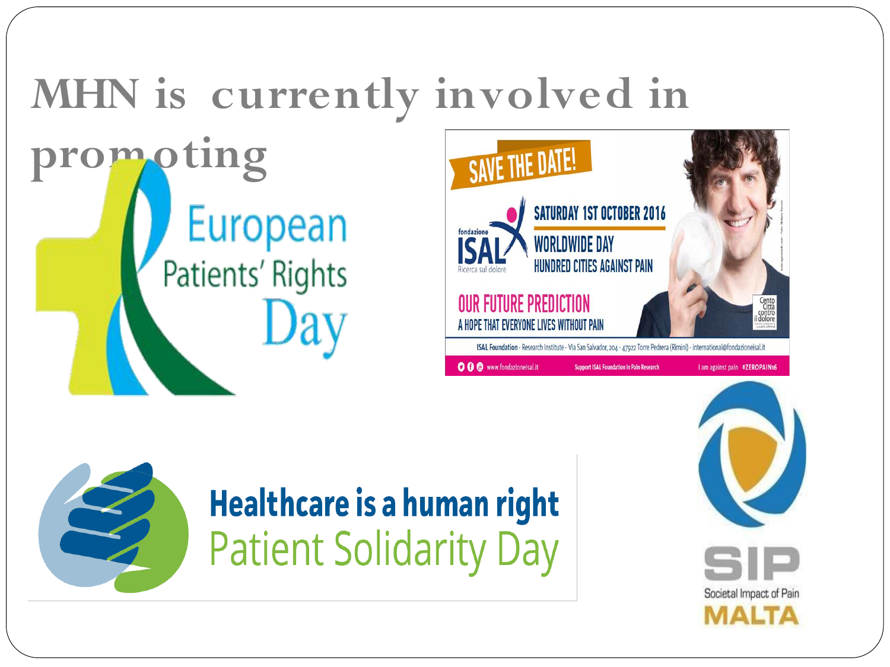# MHN is currently involved in promoting

European Patients' Rights Day

SAVE THE DATE!

fondazione ISAL Ricerca sul dolore

SATURDAY 1ST OCTOBER 2016

WORLDWIDE DAY

HUNDRED CITIES AGAINST PAIN

OUR FUTURE PREDICTION

A HOPE THAT EVERYONE LIVES WITHOUT PAIN

Cento Città contro il dolore

ISAL Foundation - Research Institute - Via San Salvador, 204 - 47922 Torre Pedrera (Rimini) - international@fondazioneisal.it

www.fondazioneisal.it Support ISAL Foundation In Pain Research I am against pain #ZEROPAIN16

Healthcare is a human right

Patient Solidarity Day

SIP

Societal Impact of Pain

MALTA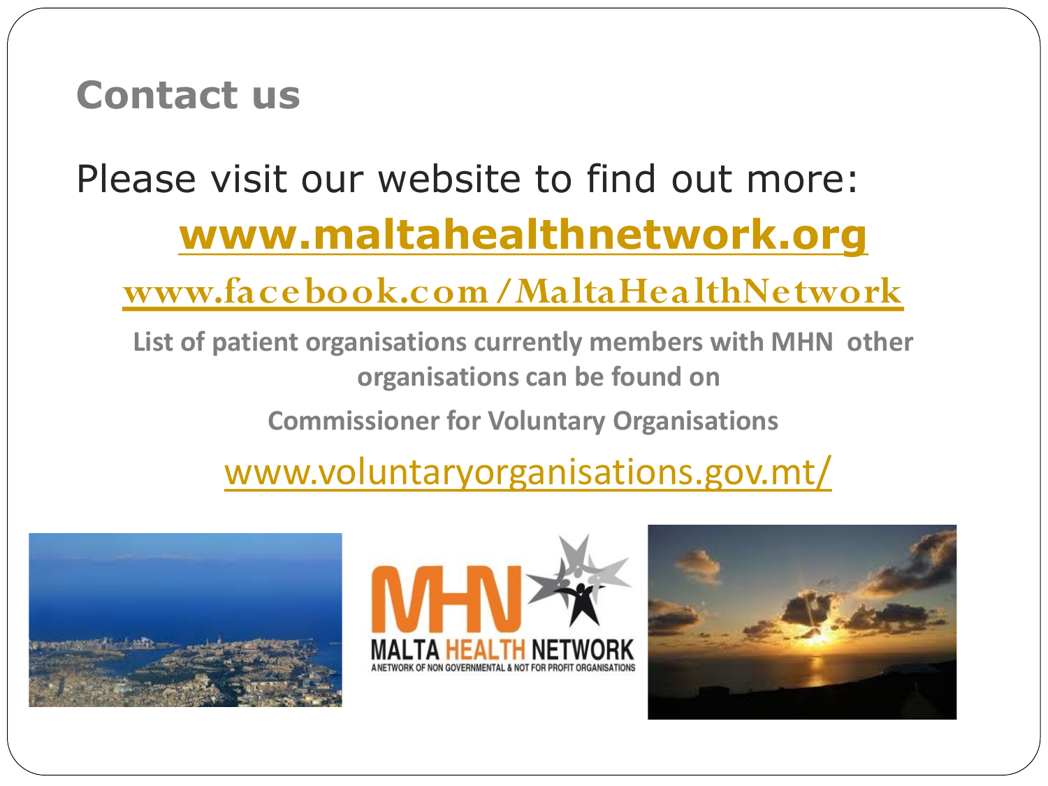## Contact us

Please visit our website to find out more:

**www.maltahealthnetwork.org**

**www.facebook.com/MaltaHealthNetwork**

**List of patient organisations currently members with MHN other organisations can be found on**

**Commissioner for Voluntary Organisations**

www.voluntaryorganisations.gov.mt/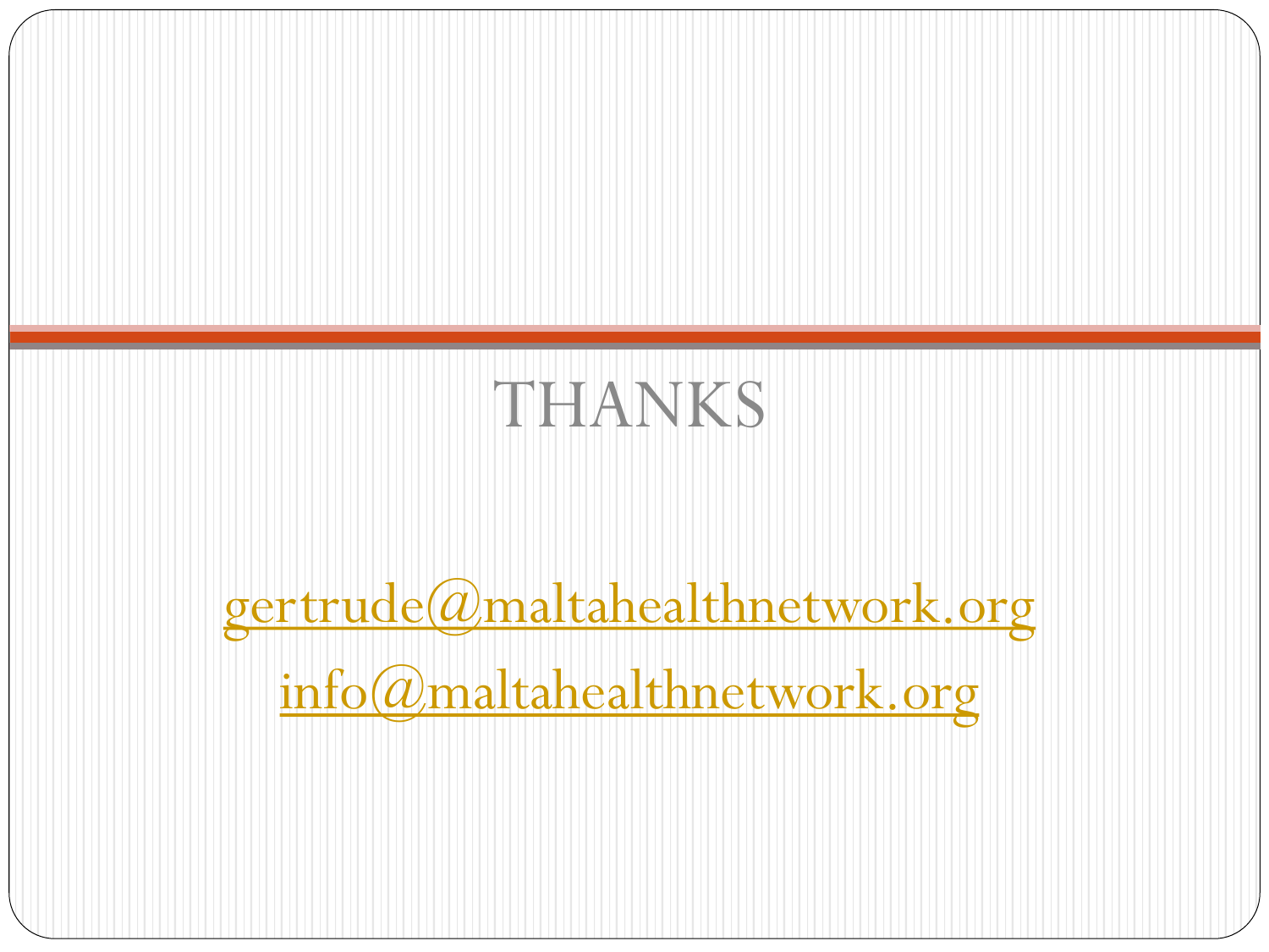# THANKS

gertrude@maltahealthnetwork.org

info@maltahealthnetwork.org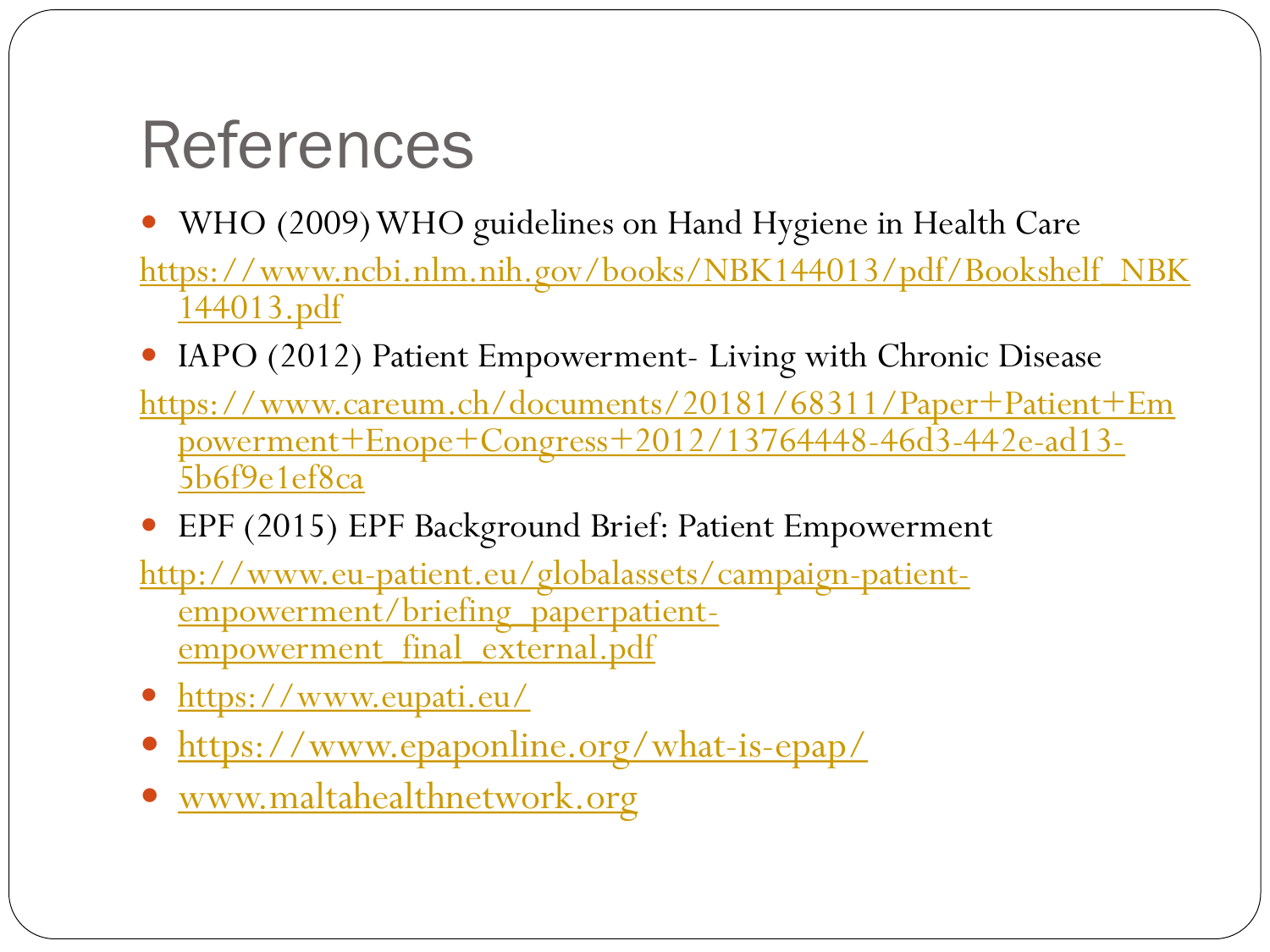# References

- WHO (2009) WHO guidelines on Hand Hygiene in Health Care

https://www.ncbi.nlm.nih.gov/books/NBK144013/pdf/Bookshelf_NBK144013.pdf

- IAPO (2012) Patient Empowerment- Living with Chronic Disease

https://www.careum.ch/documents/20181/68311/Paper+Patient+Empowerment+Enope+Congress+2012/13764448-46d3-442e-ad13-5b6f9e1ef8ca

- EPF (2015) EPF Background Brief: Patient Empowerment

http://www.eu-patient.eu/globalassets/campaign-patient-empowerment/briefing_paperpatient-empowerment_final_external.pdf

- https://www.eupati.eu/
- https://www.epaponline.org/what-is-epap/
- www.maltahealthnetwork.org